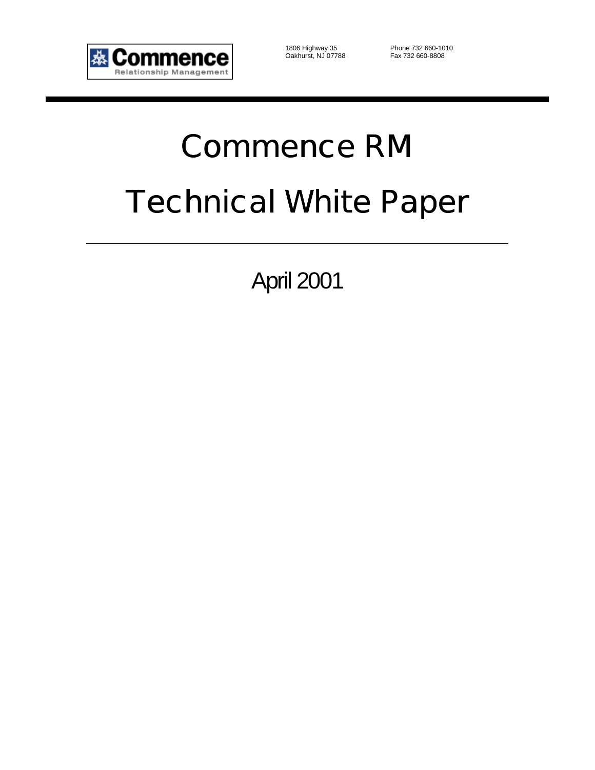**Commence**
Relationship Management

1806 Highway 35
Oakhurst, NJ 07788

Phone 732 660-1010
Fax 732 660-8808

# Commence RM

# Technical White Paper

---

April 2001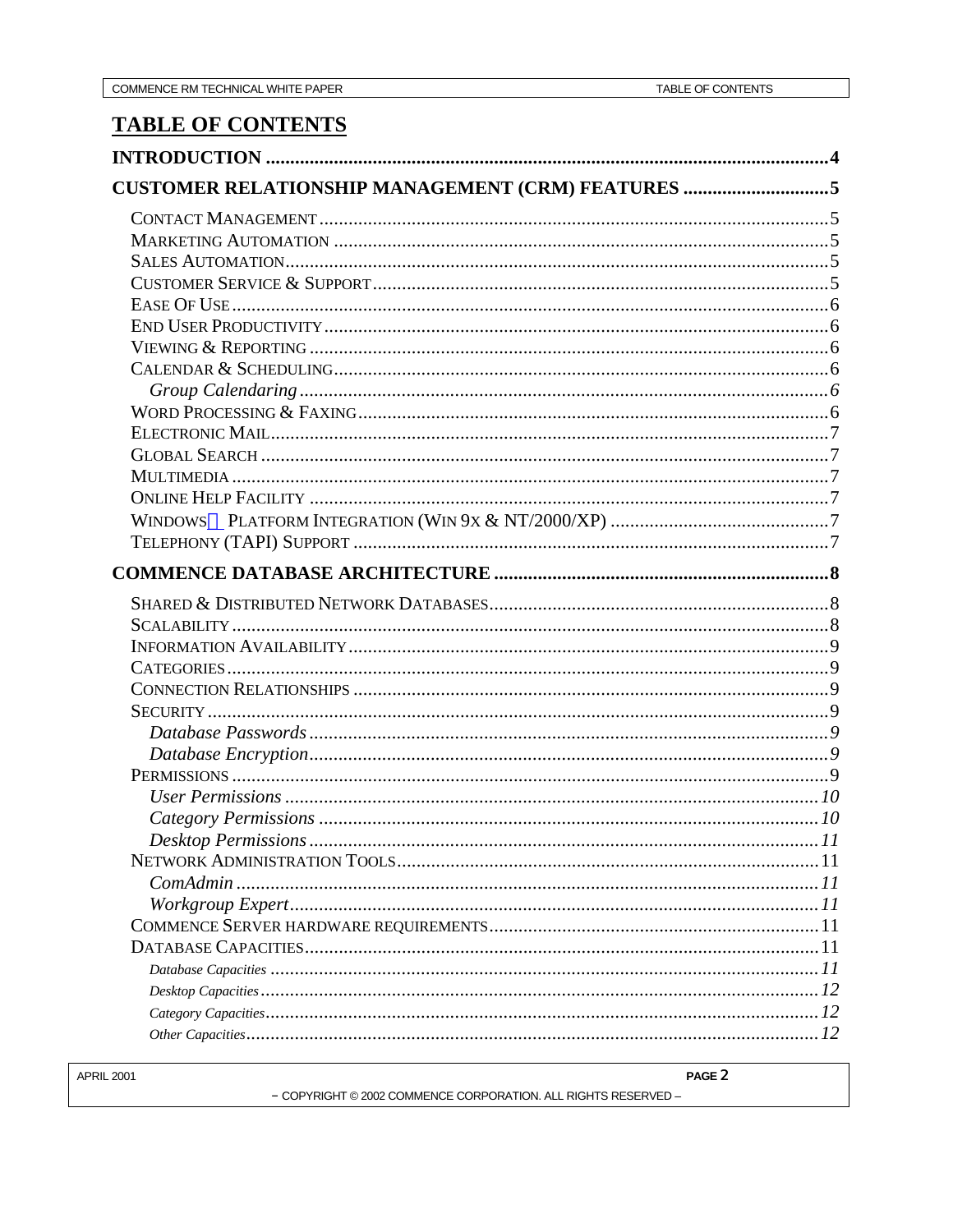# TABLE OF CONTENTS

**INTRODUCTION** .......... **4**

**CUSTOMER RELATIONSHIP MANAGEMENT (CRM) FEATURES** .......... **5**

- Contact Management .......... 5
- Marketing Automation .......... 5
- Sales Automation .......... 5
- Customer Service & Support .......... 5
- Ease Of Use .......... 6
- End User Productivity .......... 6
- Viewing & Reporting .......... 6
- Calendar & Scheduling .......... 6
  - *Group Calendaring* .......... *6*
- Word Processing & Faxing .......... 6
- Electronic Mail .......... 7
- Global Search .......... 7
- Multimedia .......... 7
- Online Help Facility .......... 7
- Windows Platform Integration (Win 9x & NT/2000/XP) .......... 7
- Telephony (TAPI) Support .......... 7

**COMMENCE DATABASE ARCHITECTURE** .......... **8**

- Shared & Distributed Network Databases .......... 8
- Scalability .......... 8
- Information Availability .......... 9
- Categories .......... 9
- Connection Relationships .......... 9
- Security .......... 9
  - *Database Passwords* .......... *9*
  - *Database Encryption* .......... *9*
- Permissions .......... 9
  - *User Permissions* .......... *10*
  - *Category Permissions* .......... *10*
  - *Desktop Permissions* .......... *11*
- Network Administration Tools .......... 11
  - *ComAdmin* .......... *11*
  - *Workgroup Expert* .......... *11*
- Commence Server hardware requirements .......... 11
- Database Capacities .......... 11
  - *Database Capacities* .......... *11*
  - *Desktop Capacities* .......... *12*
  - *Category Capacities* .......... *12*
  - *Other Capacities* .......... *12*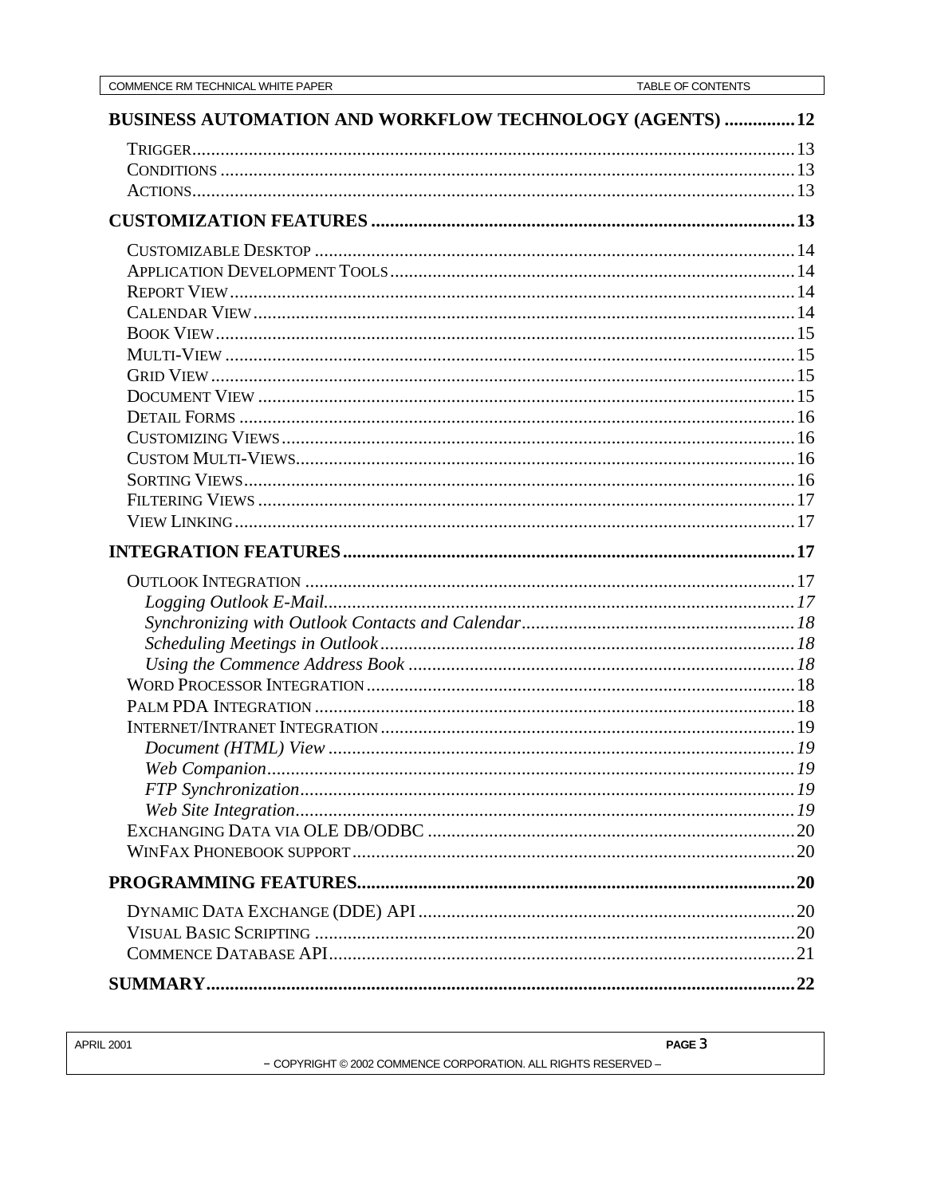**BUSINESS AUTOMATION AND WORKFLOW TECHNOLOGY (AGENTS) ............... 12**

- Trigger ............ 13
- Conditions ............ 13
- Actions ............ 13

**CUSTOMIZATION FEATURES ............ 13**

- Customizable Desktop ............ 14
- Application Development Tools ............ 14
- Report View ............ 14
- Calendar View ............ 14
- Book View ............ 15
- Multi-View ............ 15
- Grid View ............ 15
- Document View ............ 15
- Detail Forms ............ 16
- Customizing Views ............ 16
- Custom Multi-Views ............ 16
- Sorting Views ............ 16
- Filtering Views ............ 17
- View Linking ............ 17

**INTEGRATION FEATURES ............ 17**

- Outlook Integration ............ 17
  - *Logging Outlook E-Mail ............ 17*
  - *Synchronizing with Outlook Contacts and Calendar ............ 18*
  - *Scheduling Meetings in Outlook ............ 18*
  - *Using the Commence Address Book ............ 18*
- Word Processor Integration ............ 18
- Palm PDA Integration ............ 18
- Internet/Intranet Integration ............ 19
  - *Document (HTML) View ............ 19*
  - *Web Companion ............ 19*
  - *FTP Synchronization ............ 19*
  - *Web Site Integration ............ 19*
- Exchanging Data via OLE DB/ODBC ............ 20
- WinFax Phonebook support ............ 20

**PROGRAMMING FEATURES ............ 20**

- Dynamic Data Exchange (DDE) API ............ 20
- Visual Basic Scripting ............ 20
- Commence Database API ............ 21

**SUMMARY ............ 22**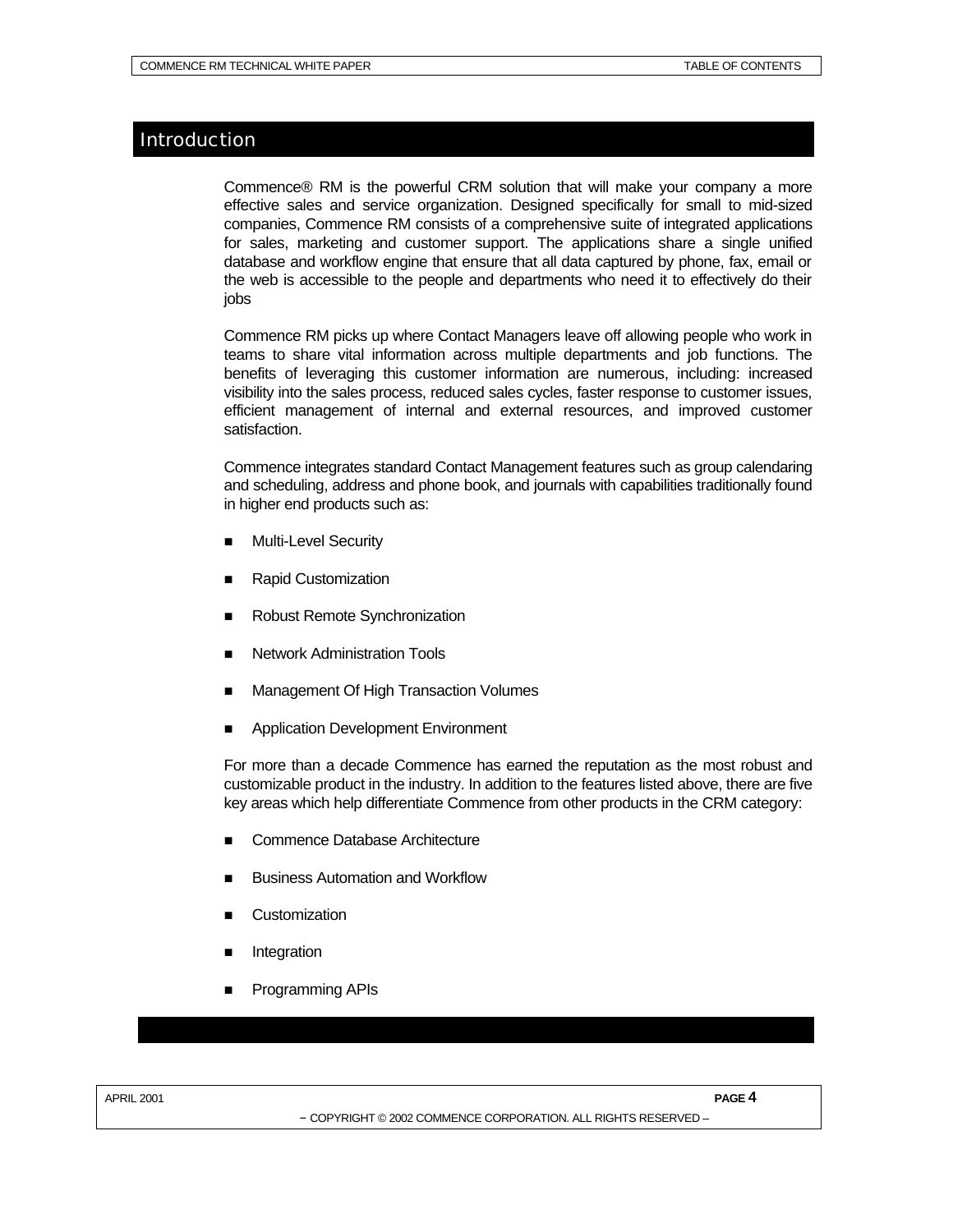# Introduction

Commence® RM is the powerful CRM solution that will make your company a more effective sales and service organization. Designed specifically for small to mid-sized companies, Commence RM consists of a comprehensive suite of integrated applications for sales, marketing and customer support. The applications share a single unified database and workflow engine that ensure that all data captured by phone, fax, email or the web is accessible to the people and departments who need it to effectively do their jobs

Commence RM picks up where Contact Managers leave off allowing people who work in teams to share vital information across multiple departments and job functions. The benefits of leveraging this customer information are numerous, including: increased visibility into the sales process, reduced sales cycles, faster response to customer issues, efficient management of internal and external resources, and improved customer satisfaction.

Commence integrates standard Contact Management features such as group calendaring and scheduling, address and phone book, and journals with capabilities traditionally found in higher end products such as:

- Multi-Level Security
- Rapid Customization
- Robust Remote Synchronization
- Network Administration Tools
- Management Of High Transaction Volumes
- Application Development Environment

For more than a decade Commence has earned the reputation as the most robust and customizable product in the industry. In addition to the features listed above, there are five key areas which help differentiate Commence from other products in the CRM category:

- Commence Database Architecture
- Business Automation and Workflow
- Customization
- Integration
- Programming APIs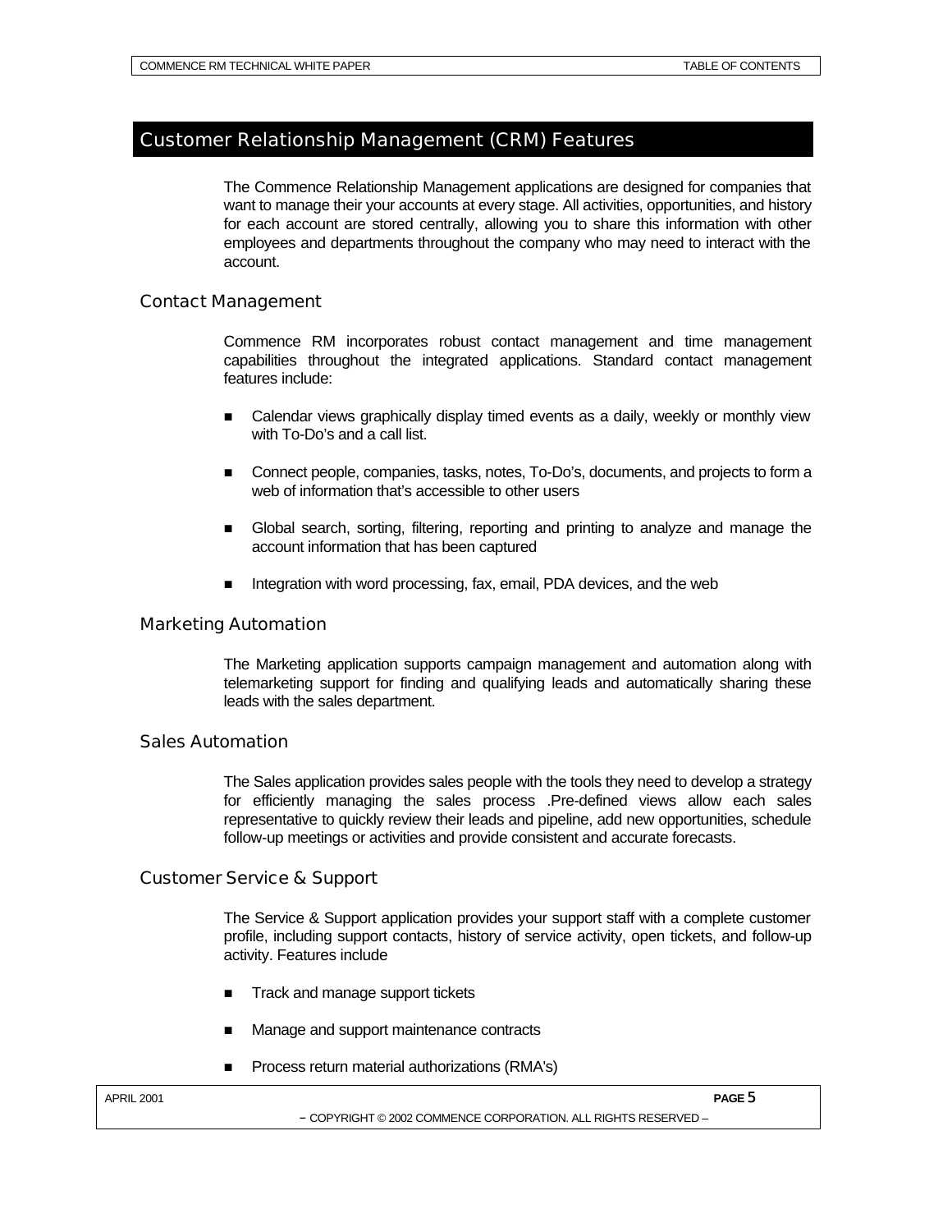# Customer Relationship Management (CRM) Features

The Commence Relationship Management applications are designed for companies that want to manage their your accounts at every stage. All activities, opportunities, and history for each account are stored centrally, allowing you to share this information with other employees and departments throughout the company who may need to interact with the account.

## Contact Management

Commence RM incorporates robust contact management and time management capabilities throughout the integrated applications. Standard contact management features include:

- Calendar views graphically display timed events as a daily, weekly or monthly view with To-Do's and a call list.
- Connect people, companies, tasks, notes, To-Do's, documents, and projects to form a web of information that's accessible to other users
- Global search, sorting, filtering, reporting and printing to analyze and manage the account information that has been captured
- Integration with word processing, fax, email, PDA devices, and the web

## Marketing Automation

The Marketing application supports campaign management and automation along with telemarketing support for finding and qualifying leads and automatically sharing these leads with the sales department.

## Sales Automation

The Sales application provides sales people with the tools they need to develop a strategy for efficiently managing the sales process .Pre-defined views allow each sales representative to quickly review their leads and pipeline, add new opportunities, schedule follow-up meetings or activities and provide consistent and accurate forecasts.

## Customer Service & Support

The Service & Support application provides your support staff with a complete customer profile, including support contacts, history of service activity, open tickets, and follow-up activity. Features include

- Track and manage support tickets
- Manage and support maintenance contracts
- Process return material authorizations (RMA's)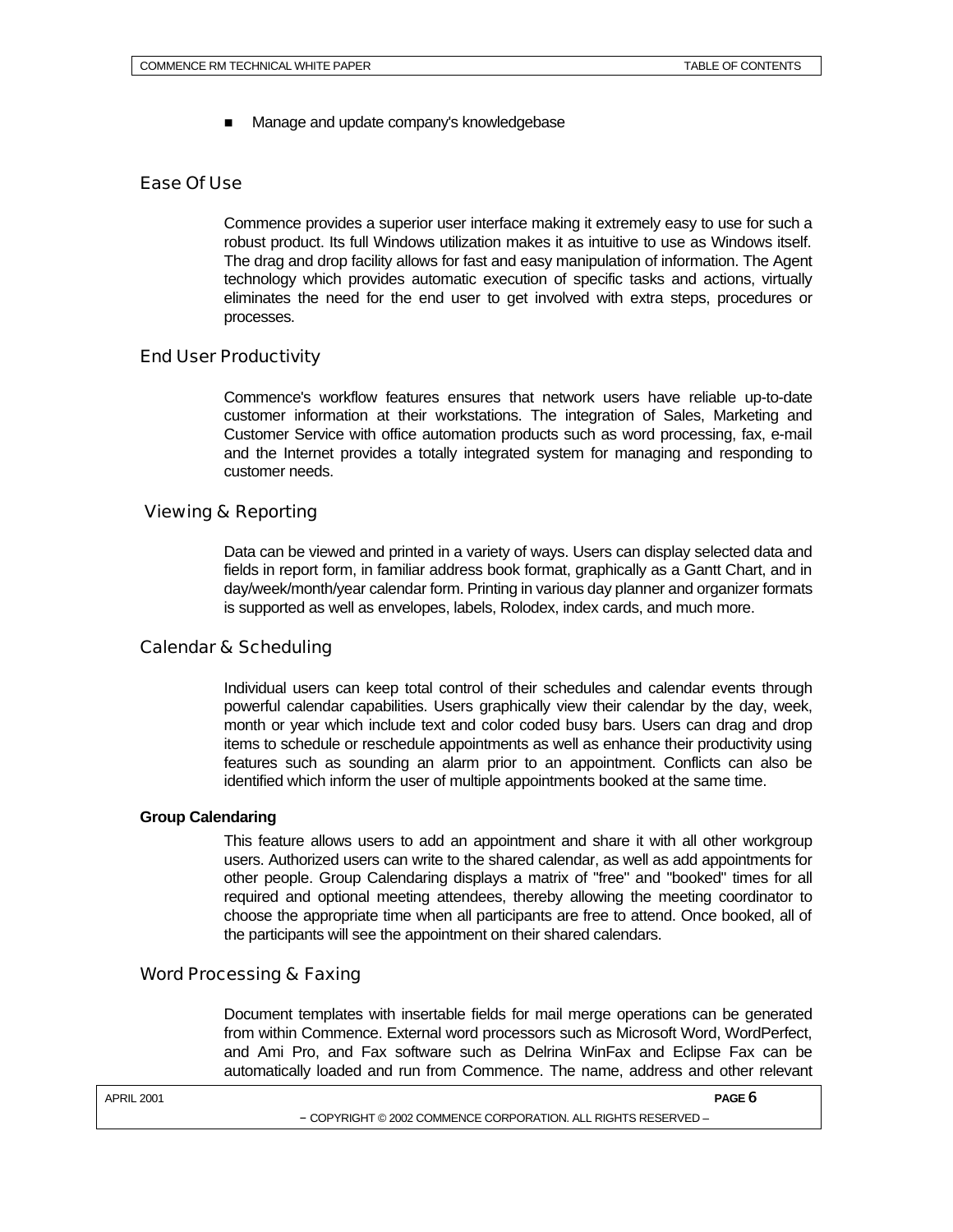- Manage and update company's knowledgebase

## Ease Of Use

Commence provides a superior user interface making it extremely easy to use for such a robust product. Its full Windows utilization makes it as intuitive to use as Windows itself. The drag and drop facility allows for fast and easy manipulation of information. The Agent technology which provides automatic execution of specific tasks and actions, virtually eliminates the need for the end user to get involved with extra steps, procedures or processes.

## End User Productivity

Commence's workflow features ensures that network users have reliable up-to-date customer information at their workstations. The integration of Sales, Marketing and Customer Service with office automation products such as word processing, fax, e-mail and the Internet provides a totally integrated system for managing and responding to customer needs.

## Viewing & Reporting

Data can be viewed and printed in a variety of ways. Users can display selected data and fields in report form, in familiar address book format, graphically as a Gantt Chart, and in day/week/month/year calendar form. Printing in various day planner and organizer formats is supported as well as envelopes, labels, Rolodex, index cards, and much more.

## Calendar & Scheduling

Individual users can keep total control of their schedules and calendar events through powerful calendar capabilities. Users graphically view their calendar by the day, week, month or year which include text and color coded busy bars. Users can drag and drop items to schedule or reschedule appointments as well as enhance their productivity using features such as sounding an alarm prior to an appointment. Conflicts can also be identified which inform the user of multiple appointments booked at the same time.

### Group Calendaring

This feature allows users to add an appointment and share it with all other workgroup users. Authorized users can write to the shared calendar, as well as add appointments for other people. Group Calendaring displays a matrix of "free" and "booked" times for all required and optional meeting attendees, thereby allowing the meeting coordinator to choose the appropriate time when all participants are free to attend. Once booked, all of the participants will see the appointment on their shared calendars.

## Word Processing & Faxing

Document templates with insertable fields for mail merge operations can be generated from within Commence. External word processors such as Microsoft Word, WordPerfect, and Ami Pro, and Fax software such as Delrina WinFax and Eclipse Fax can be automatically loaded and run from Commence. The name, address and other relevant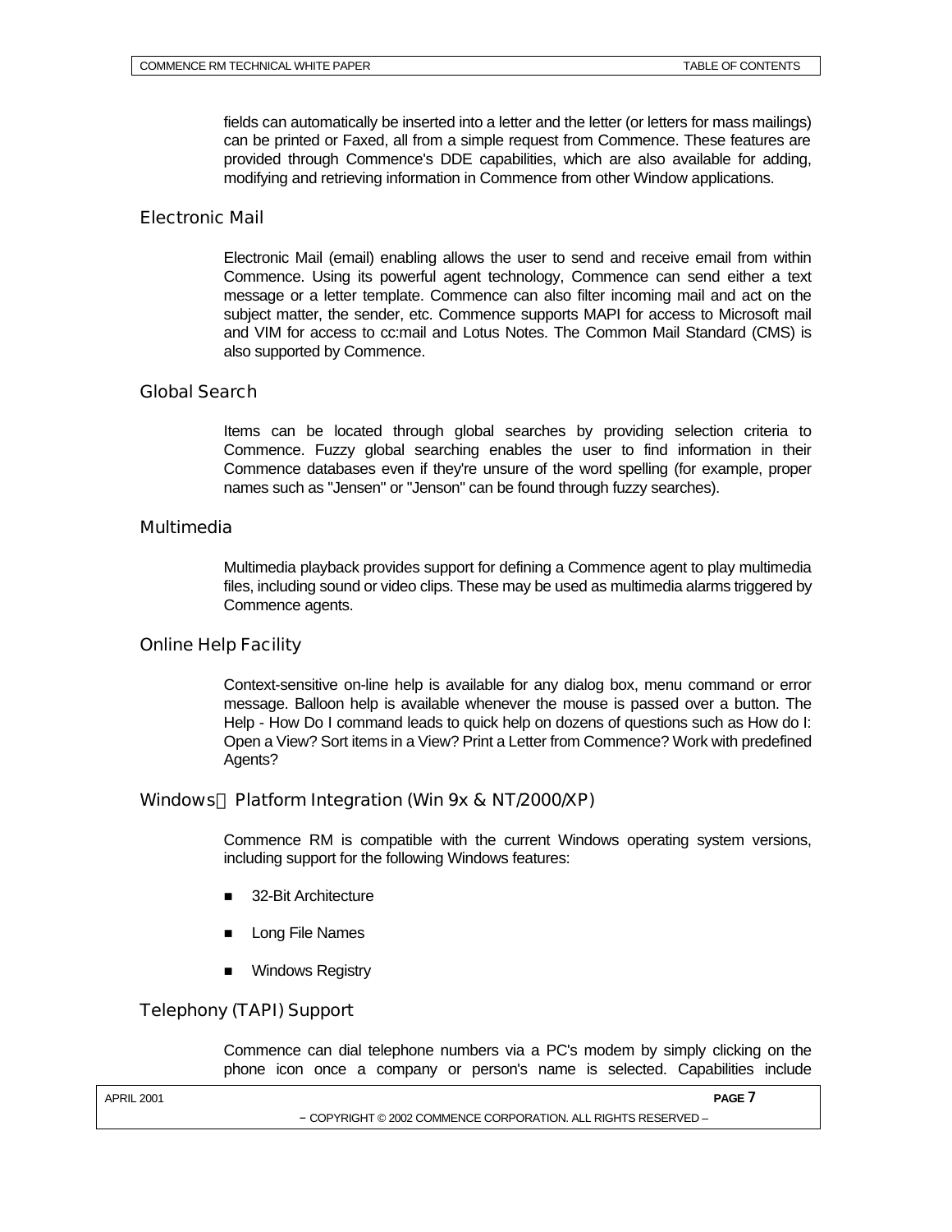fields can automatically be inserted into a letter and the letter (or letters for mass mailings) can be printed or Faxed, all from a simple request from Commence. These features are provided through Commence's DDE capabilities, which are also available for adding, modifying and retrieving information in Commence from other Window applications.

## Electronic Mail

Electronic Mail (email) enabling allows the user to send and receive email from within Commence. Using its powerful agent technology, Commence can send either a text message or a letter template. Commence can also filter incoming mail and act on the subject matter, the sender, etc. Commence supports MAPI for access to Microsoft mail and VIM for access to cc:mail and Lotus Notes. The Common Mail Standard (CMS) is also supported by Commence.

## Global Search

Items can be located through global searches by providing selection criteria to Commence. Fuzzy global searching enables the user to find information in their Commence databases even if they're unsure of the word spelling (for example, proper names such as "Jensen" or "Jenson" can be found through fuzzy searches).

## Multimedia

Multimedia playback provides support for defining a Commence agent to play multimedia files, including sound or video clips. These may be used as multimedia alarms triggered by Commence agents.

## Online Help Facility

Context-sensitive on-line help is available for any dialog box, menu command or error message. Balloon help is available whenever the mouse is passed over a button. The Help - How Do I command leads to quick help on dozens of questions such as How do I: Open a View? Sort items in a View? Print a Letter from Commence? Work with predefined Agents?

## Windows Platform Integration (Win 9x & NT/2000/XP)

Commence RM is compatible with the current Windows operating system versions, including support for the following Windows features:

- 32-Bit Architecture
- Long File Names
- Windows Registry

## Telephony (TAPI) Support

Commence can dial telephone numbers via a PC's modem by simply clicking on the phone icon once a company or person's name is selected. Capabilities include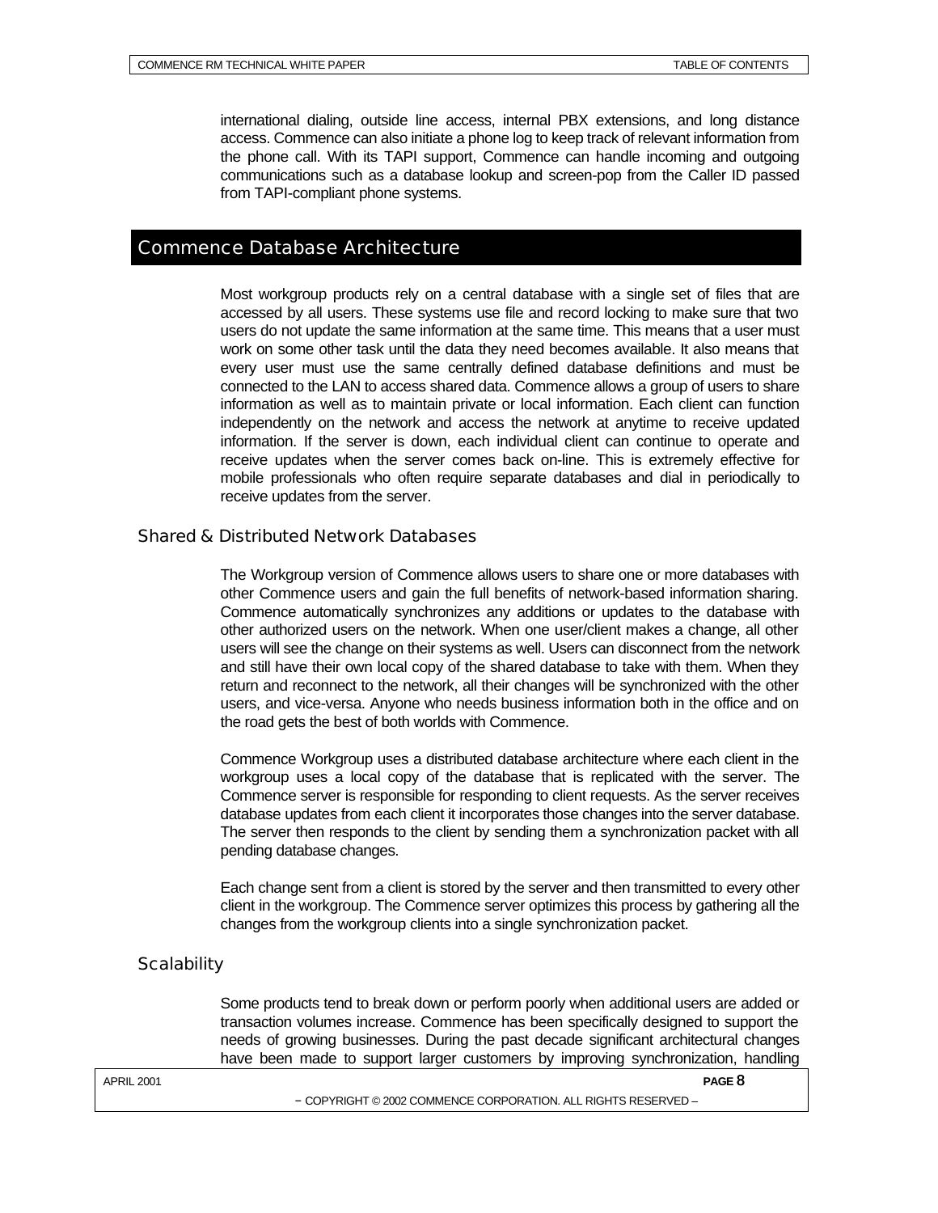international dialing, outside line access, internal PBX extensions, and long distance access. Commence can also initiate a phone log to keep track of relevant information from the phone call. With its TAPI support, Commence can handle incoming and outgoing communications such as a database lookup and screen-pop from the Caller ID passed from TAPI-compliant phone systems.

# Commence Database Architecture

Most workgroup products rely on a central database with a single set of files that are accessed by all users. These systems use file and record locking to make sure that two users do not update the same information at the same time. This means that a user must work on some other task until the data they need becomes available. It also means that every user must use the same centrally defined database definitions and must be connected to the LAN to access shared data. Commence allows a group of users to share information as well as to maintain private or local information. Each client can function independently on the network and access the network at anytime to receive updated information. If the server is down, each individual client can continue to operate and receive updates when the server comes back on-line. This is extremely effective for mobile professionals who often require separate databases and dial in periodically to receive updates from the server.

## Shared & Distributed Network Databases

The Workgroup version of Commence allows users to share one or more databases with other Commence users and gain the full benefits of network-based information sharing. Commence automatically synchronizes any additions or updates to the database with other authorized users on the network. When one user/client makes a change, all other users will see the change on their systems as well. Users can disconnect from the network and still have their own local copy of the shared database to take with them. When they return and reconnect to the network, all their changes will be synchronized with the other users, and vice-versa. Anyone who needs business information both in the office and on the road gets the best of both worlds with Commence.

Commence Workgroup uses a distributed database architecture where each client in the workgroup uses a local copy of the database that is replicated with the server. The Commence server is responsible for responding to client requests. As the server receives database updates from each client it incorporates those changes into the server database. The server then responds to the client by sending them a synchronization packet with all pending database changes.

Each change sent from a client is stored by the server and then transmitted to every other client in the workgroup. The Commence server optimizes this process by gathering all the changes from the workgroup clients into a single synchronization packet.

## Scalability

Some products tend to break down or perform poorly when additional users are added or transaction volumes increase. Commence has been specifically designed to support the needs of growing businesses. During the past decade significant architectural changes have been made to support larger customers by improving synchronization, handling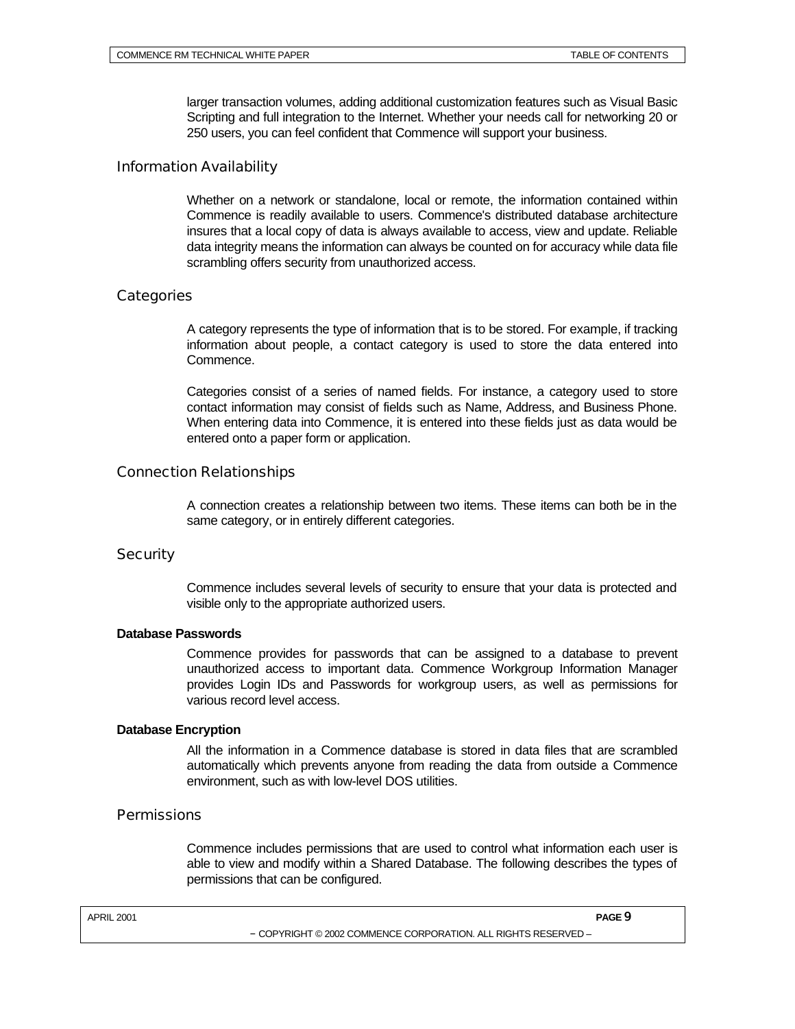larger transaction volumes, adding additional customization features such as Visual Basic Scripting and full integration to the Internet. Whether your needs call for networking 20 or 250 users, you can feel confident that Commence will support your business.

## Information Availability

Whether on a network or standalone, local or remote, the information contained within Commence is readily available to users. Commence's distributed database architecture insures that a local copy of data is always available to access, view and update. Reliable data integrity means the information can always be counted on for accuracy while data file scrambling offers security from unauthorized access.

## Categories

A category represents the type of information that is to be stored. For example, if tracking information about people, a contact category is used to store the data entered into Commence.

Categories consist of a series of named fields. For instance, a category used to store contact information may consist of fields such as Name, Address, and Business Phone. When entering data into Commence, it is entered into these fields just as data would be entered onto a paper form or application.

## Connection Relationships

A connection creates a relationship between two items. These items can both be in the same category, or in entirely different categories.

## Security

Commence includes several levels of security to ensure that your data is protected and visible only to the appropriate authorized users.

### Database Passwords

Commence provides for passwords that can be assigned to a database to prevent unauthorized access to important data. Commence Workgroup Information Manager provides Login IDs and Passwords for workgroup users, as well as permissions for various record level access.

### Database Encryption

All the information in a Commence database is stored in data files that are scrambled automatically which prevents anyone from reading the data from outside a Commence environment, such as with low-level DOS utilities.

## Permissions

Commence includes permissions that are used to control what information each user is able to view and modify within a Shared Database. The following describes the types of permissions that can be configured.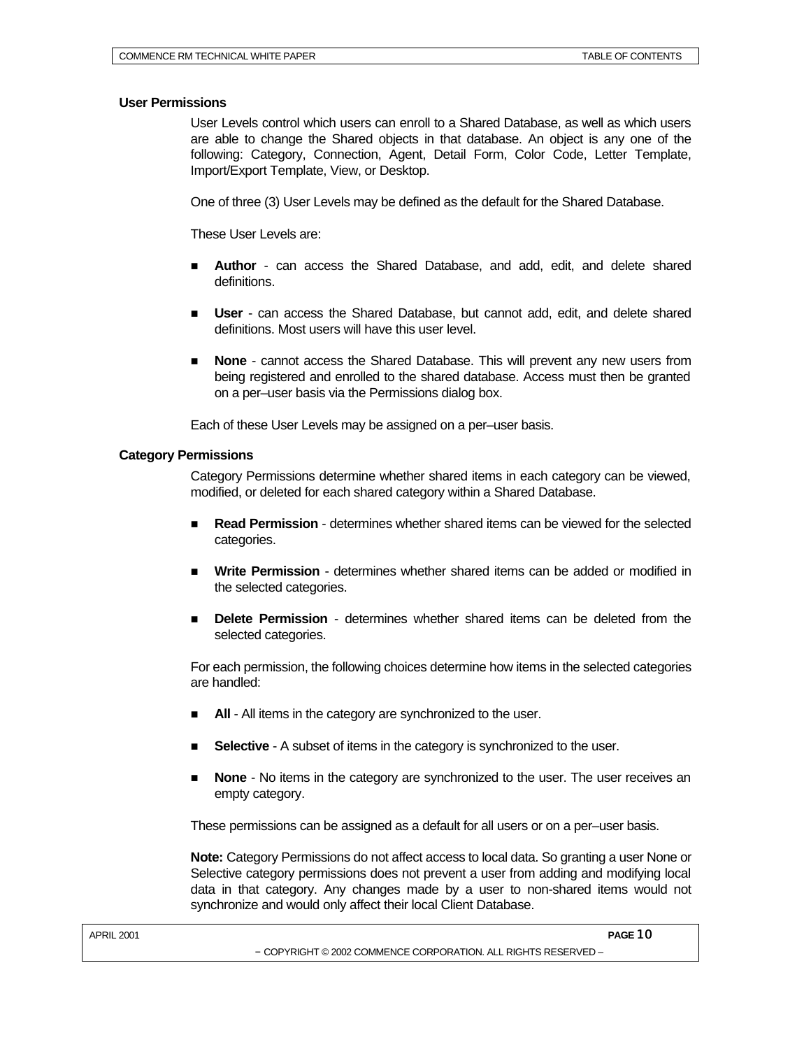### User Permissions

User Levels control which users can enroll to a Shared Database, as well as which users are able to change the Shared objects in that database. An object is any one of the following: Category, Connection, Agent, Detail Form, Color Code, Letter Template, Import/Export Template, View, or Desktop.

One of three (3) User Levels may be defined as the default for the Shared Database.

These User Levels are:

- **Author** - can access the Shared Database, and add, edit, and delete shared definitions.
- **User** - can access the Shared Database, but cannot add, edit, and delete shared definitions. Most users will have this user level.
- **None** - cannot access the Shared Database. This will prevent any new users from being registered and enrolled to the shared database. Access must then be granted on a per–user basis via the Permissions dialog box.

Each of these User Levels may be assigned on a per–user basis.

### Category Permissions

Category Permissions determine whether shared items in each category can be viewed, modified, or deleted for each shared category within a Shared Database.

- **Read Permission** - determines whether shared items can be viewed for the selected categories.
- **Write Permission** - determines whether shared items can be added or modified in the selected categories.
- **Delete Permission** - determines whether shared items can be deleted from the selected categories.

For each permission, the following choices determine how items in the selected categories are handled:

- **All** - All items in the category are synchronized to the user.
- **Selective** - A subset of items in the category is synchronized to the user.
- **None** - No items in the category are synchronized to the user. The user receives an empty category.

These permissions can be assigned as a default for all users or on a per–user basis.

**Note:** Category Permissions do not affect access to local data. So granting a user None or Selective category permissions does not prevent a user from adding and modifying local data in that category. Any changes made by a user to non-shared items would not synchronize and would only affect their local Client Database.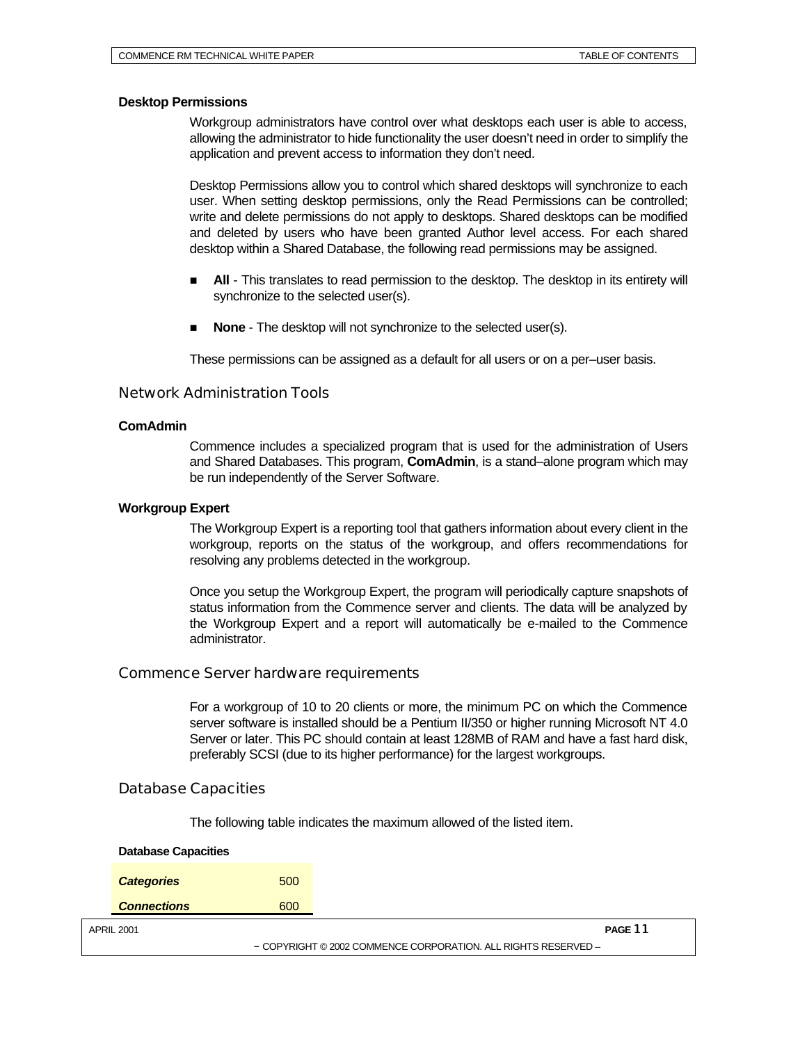### Desktop Permissions

Workgroup administrators have control over what desktops each user is able to access, allowing the administrator to hide functionality the user doesn't need in order to simplify the application and prevent access to information they don't need.

Desktop Permissions allow you to control which shared desktops will synchronize to each user. When setting desktop permissions, only the Read Permissions can be controlled; write and delete permissions do not apply to desktops. Shared desktops can be modified and deleted by users who have been granted Author level access. For each shared desktop within a Shared Database, the following read permissions may be assigned.

- **All** - This translates to read permission to the desktop. The desktop in its entirety will synchronize to the selected user(s).
- **None** - The desktop will not synchronize to the selected user(s).

These permissions can be assigned as a default for all users or on a per–user basis.

## Network Administration Tools

### ComAdmin

Commence includes a specialized program that is used for the administration of Users and Shared Databases. This program, **ComAdmin**, is a stand–alone program which may be run independently of the Server Software.

### Workgroup Expert

The Workgroup Expert is a reporting tool that gathers information about every client in the workgroup, reports on the status of the workgroup, and offers recommendations for resolving any problems detected in the workgroup.

Once you setup the Workgroup Expert, the program will periodically capture snapshots of status information from the Commence server and clients. The data will be analyzed by the Workgroup Expert and a report will automatically be e-mailed to the Commence administrator.

## Commence Server hardware requirements

For a workgroup of 10 to 20 clients or more, the minimum PC on which the Commence server software is installed should be a Pentium II/350 or higher running Microsoft NT 4.0 Server or later. This PC should contain at least 128MB of RAM and have a fast hard disk, preferably SCSI (due to its higher performance) for the largest workgroups.

## Database Capacities

The following table indicates the maximum allowed of the listed item.

**Database Capacities**

| | |
|---|---|
| ***Categories*** | 500 |
| ***Connections*** | 600 |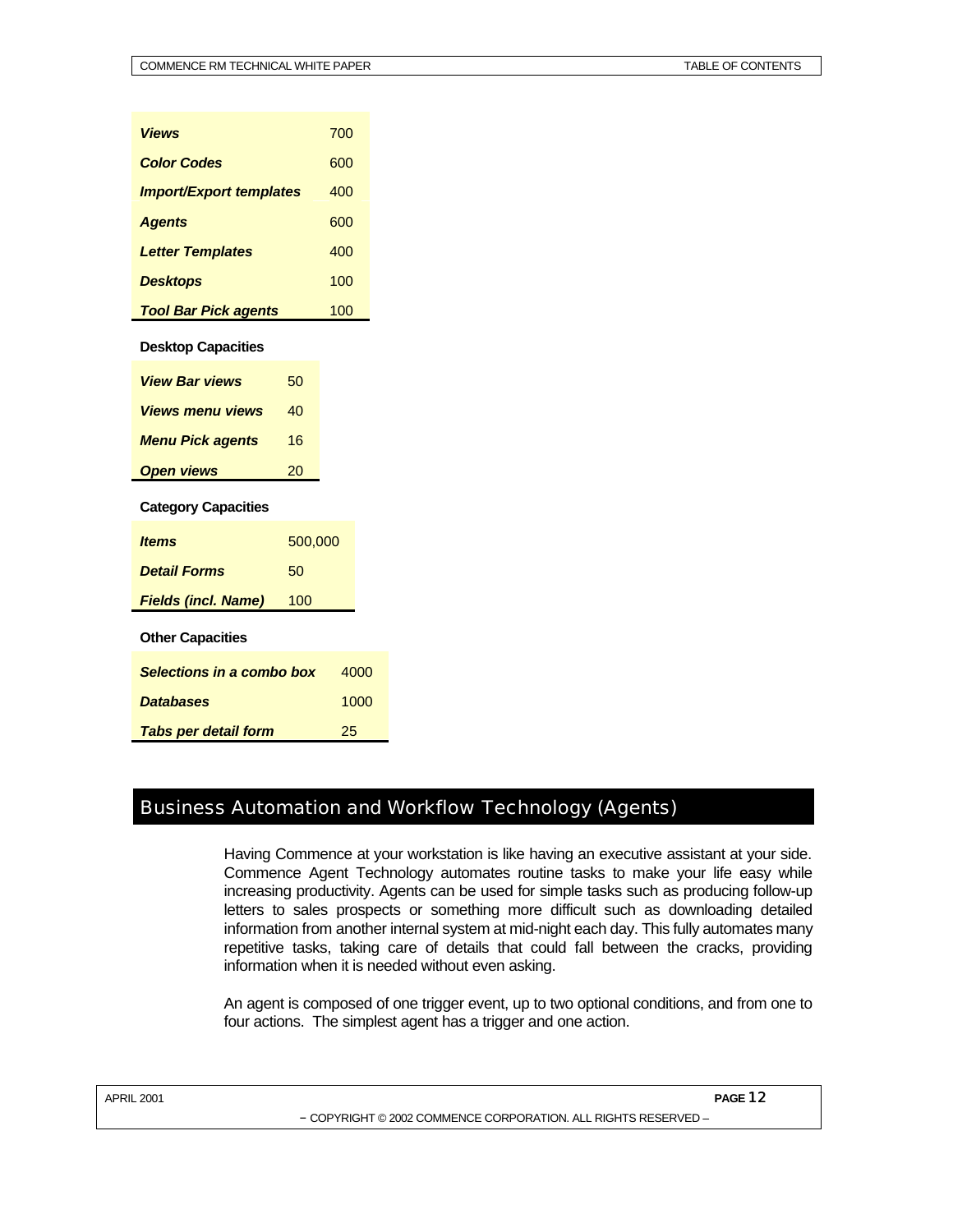| | |
|---|---|
| ***Views*** | 700 |
| ***Color Codes*** | 600 |
| ***Import/Export templates*** | 400 |
| ***Agents*** | 600 |
| ***Letter Templates*** | 400 |
| ***Desktops*** | 100 |
| ***Tool Bar Pick agents*** | 100 |

**Desktop Capacities**

| | |
|---|---|
| ***View Bar views*** | 50 |
| ***Views menu views*** | 40 |
| ***Menu Pick agents*** | 16 |
| ***Open views*** | 20 |

**Category Capacities**

| | |
|---|---|
| ***Items*** | 500,000 |
| ***Detail Forms*** | 50 |
| ***Fields (incl. Name)*** | 100 |

**Other Capacities**

| | |
|---|---|
| ***Selections in a combo box*** | 4000 |
| ***Databases*** | 1000 |
| ***Tabs per detail form*** | 25 |

## Business Automation and Workflow Technology (Agents)

Having Commence at your workstation is like having an executive assistant at your side. Commence Agent Technology automates routine tasks to make your life easy while increasing productivity. Agents can be used for simple tasks such as producing follow-up letters to sales prospects or something more difficult such as downloading detailed information from another internal system at mid-night each day. This fully automates many repetitive tasks, taking care of details that could fall between the cracks, providing information when it is needed without even asking.

An agent is composed of one trigger event, up to two optional conditions, and from one to four actions. The simplest agent has a trigger and one action.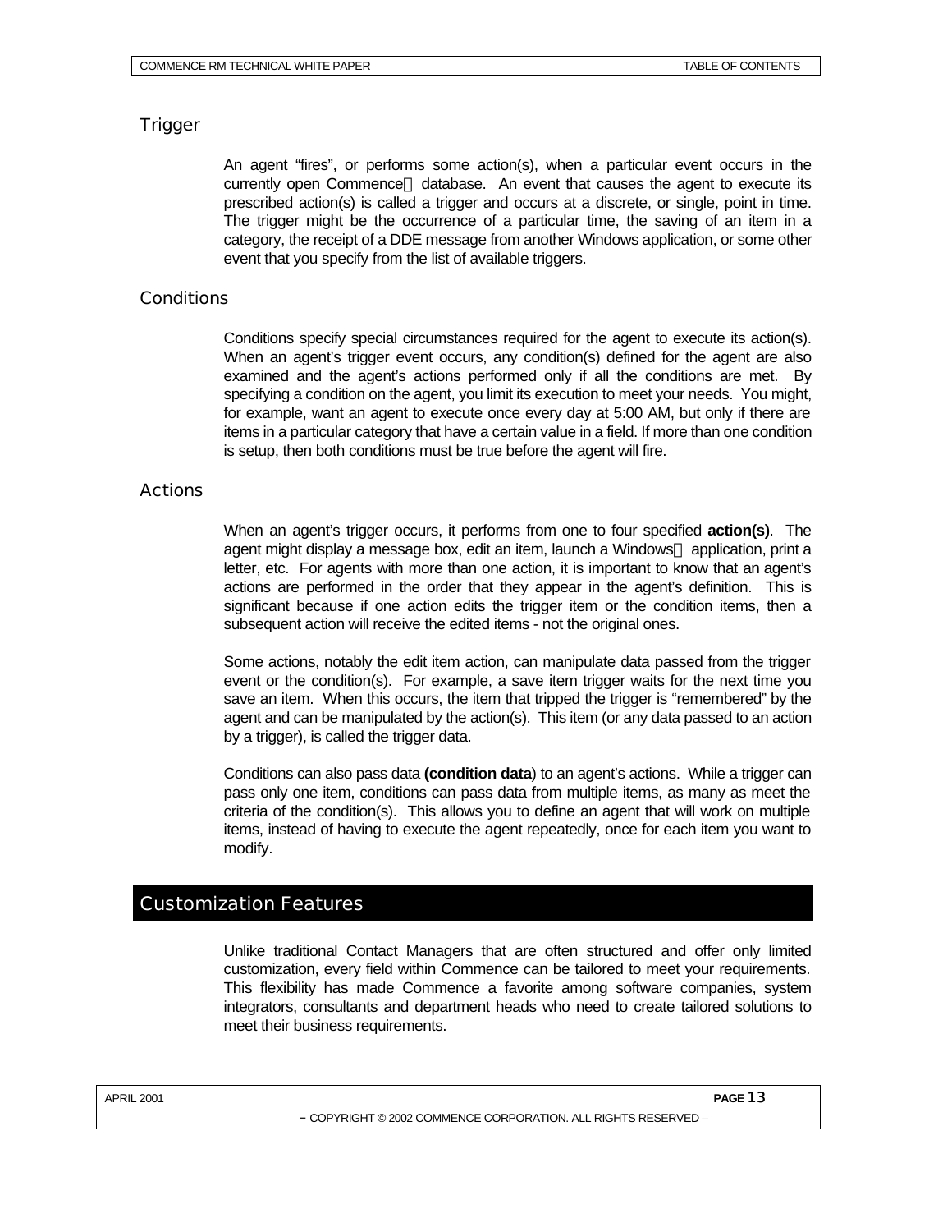### Trigger

An agent “fires”, or performs some action(s), when a particular event occurs in the currently open Commence database. An event that causes the agent to execute its prescribed action(s) is called a trigger and occurs at a discrete, or single, point in time. The trigger might be the occurrence of a particular time, the saving of an item in a category, the receipt of a DDE message from another Windows application, or some other event that you specify from the list of available triggers.

### Conditions

Conditions specify special circumstances required for the agent to execute its action(s). When an agent’s trigger event occurs, any condition(s) defined for the agent are also examined and the agent’s actions performed only if all the conditions are met. By specifying a condition on the agent, you limit its execution to meet your needs. You might, for example, want an agent to execute once every day at 5:00 AM, but only if there are items in a particular category that have a certain value in a field. If more than one condition is setup, then both conditions must be true before the agent will fire.

### Actions

When an agent’s trigger occurs, it performs from one to four specified **action(s)**. The agent might display a message box, edit an item, launch a Windows application, print a letter, etc. For agents with more than one action, it is important to know that an agent’s actions are performed in the order that they appear in the agent’s definition. This is significant because if one action edits the trigger item or the condition items, then a subsequent action will receive the edited items - not the original ones.

Some actions, notably the edit item action, can manipulate data passed from the trigger event or the condition(s). For example, a save item trigger waits for the next time you save an item. When this occurs, the item that tripped the trigger is “remembered” by the agent and can be manipulated by the action(s). This item (or any data passed to an action by a trigger), is called the trigger data.

Conditions can also pass data **(condition data**) to an agent’s actions. While a trigger can pass only one item, conditions can pass data from multiple items, as many as meet the criteria of the condition(s). This allows you to define an agent that will work on multiple items, instead of having to execute the agent repeatedly, once for each item you want to modify.

## Customization Features

Unlike traditional Contact Managers that are often structured and offer only limited customization, every field within Commence can be tailored to meet your requirements. This flexibility has made Commence a favorite among software companies, system integrators, consultants and department heads who need to create tailored solutions to meet their business requirements.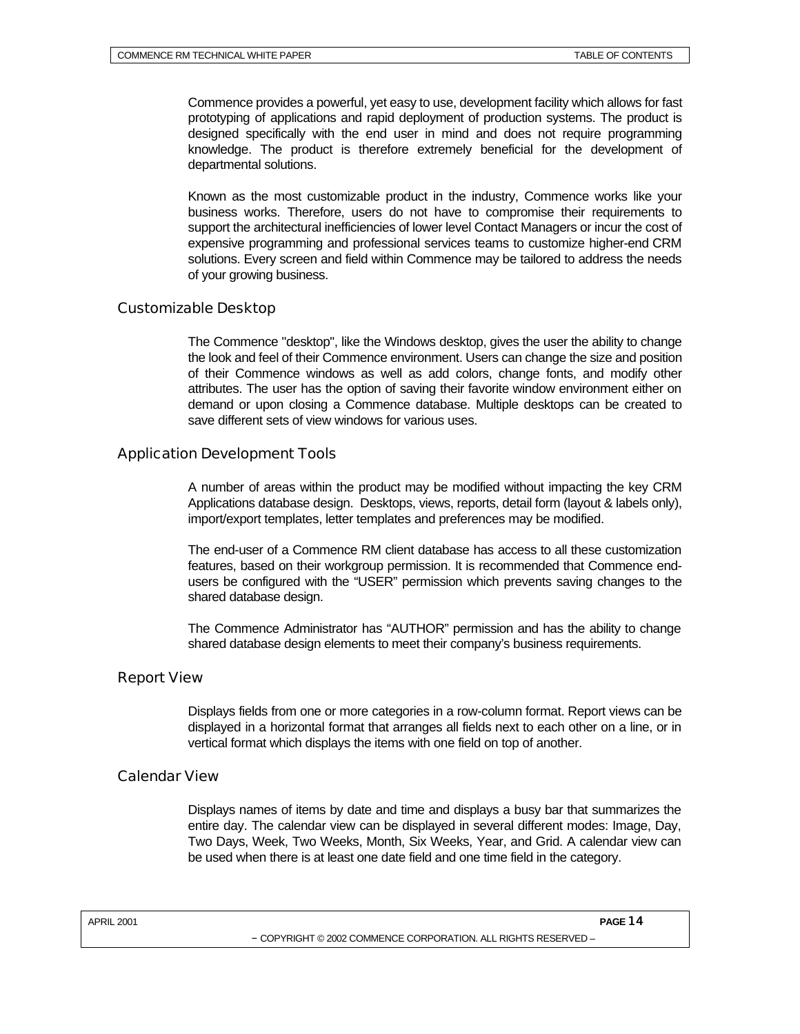Commence provides a powerful, yet easy to use, development facility which allows for fast prototyping of applications and rapid deployment of production systems. The product is designed specifically with the end user in mind and does not require programming knowledge. The product is therefore extremely beneficial for the development of departmental solutions.

Known as the most customizable product in the industry, Commence works like your business works. Therefore, users do not have to compromise their requirements to support the architectural inefficiencies of lower level Contact Managers or incur the cost of expensive programming and professional services teams to customize higher-end CRM solutions. Every screen and field within Commence may be tailored to address the needs of your growing business.

## Customizable Desktop

The Commence "desktop", like the Windows desktop, gives the user the ability to change the look and feel of their Commence environment. Users can change the size and position of their Commence windows as well as add colors, change fonts, and modify other attributes. The user has the option of saving their favorite window environment either on demand or upon closing a Commence database. Multiple desktops can be created to save different sets of view windows for various uses.

## Application Development Tools

A number of areas within the product may be modified without impacting the key CRM Applications database design. Desktops, views, reports, detail form (layout & labels only), import/export templates, letter templates and preferences may be modified.

The end-user of a Commence RM client database has access to all these customization features, based on their workgroup permission. It is recommended that Commence end-users be configured with the “USER” permission which prevents saving changes to the shared database design.

The Commence Administrator has “AUTHOR” permission and has the ability to change shared database design elements to meet their company’s business requirements.

## Report View

Displays fields from one or more categories in a row-column format. Report views can be displayed in a horizontal format that arranges all fields next to each other on a line, or in vertical format which displays the items with one field on top of another.

## Calendar View

Displays names of items by date and time and displays a busy bar that summarizes the entire day. The calendar view can be displayed in several different modes: Image, Day, Two Days, Week, Two Weeks, Month, Six Weeks, Year, and Grid. A calendar view can be used when there is at least one date field and one time field in the category.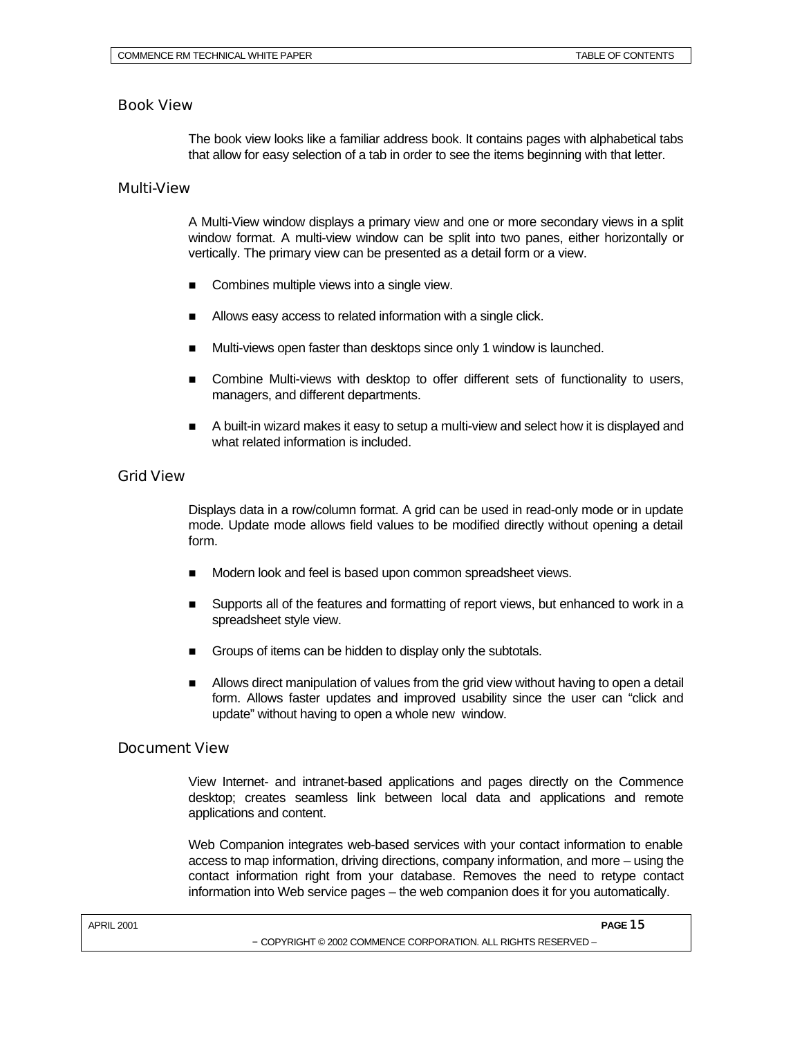## Book View

The book view looks like a familiar address book. It contains pages with alphabetical tabs that allow for easy selection of a tab in order to see the items beginning with that letter.

## Multi-View

A Multi-View window displays a primary view and one or more secondary views in a split window format. A multi-view window can be split into two panes, either horizontally or vertically. The primary view can be presented as a detail form or a view.

- Combines multiple views into a single view.
- Allows easy access to related information with a single click.
- Multi-views open faster than desktops since only 1 window is launched.
- Combine Multi-views with desktop to offer different sets of functionality to users, managers, and different departments.
- A built-in wizard makes it easy to setup a multi-view and select how it is displayed and what related information is included.

## Grid View

Displays data in a row/column format. A grid can be used in read-only mode or in update mode. Update mode allows field values to be modified directly without opening a detail form.

- Modern look and feel is based upon common spreadsheet views.
- Supports all of the features and formatting of report views, but enhanced to work in a spreadsheet style view.
- Groups of items can be hidden to display only the subtotals.
- Allows direct manipulation of values from the grid view without having to open a detail form. Allows faster updates and improved usability since the user can "click and update" without having to open a whole new window.

## Document View

View Internet- and intranet-based applications and pages directly on the Commence desktop; creates seamless link between local data and applications and remote applications and content.

Web Companion integrates web-based services with your contact information to enable access to map information, driving directions, company information, and more – using the contact information right from your database. Removes the need to retype contact information into Web service pages – the web companion does it for you automatically.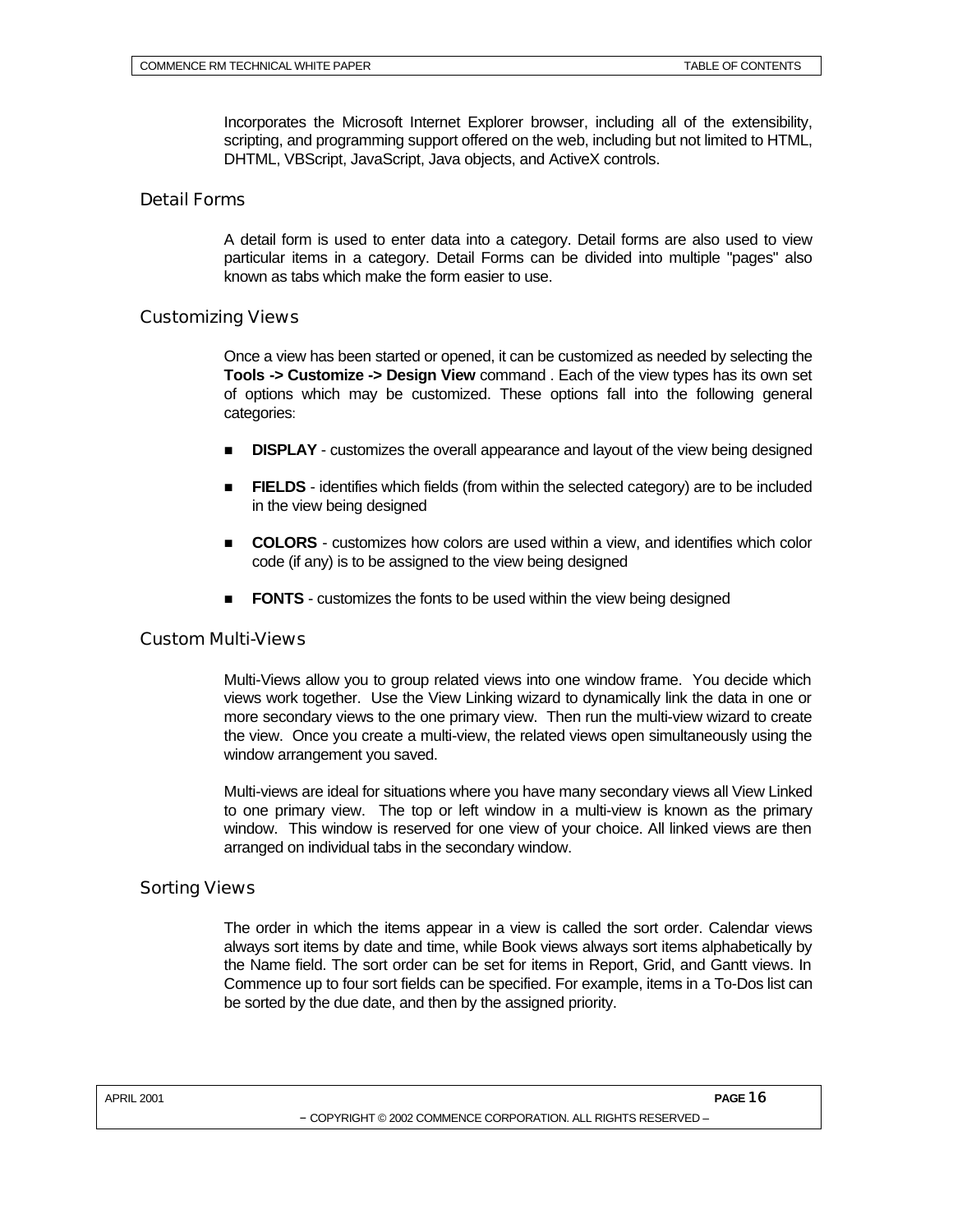Incorporates the Microsoft Internet Explorer browser, including all of the extensibility, scripting, and programming support offered on the web, including but not limited to HTML, DHTML, VBScript, JavaScript, Java objects, and ActiveX controls.

### Detail Forms

A detail form is used to enter data into a category. Detail forms are also used to view particular items in a category. Detail Forms can be divided into multiple "pages" also known as tabs which make the form easier to use.

### Customizing Views

Once a view has been started or opened, it can be customized as needed by selecting the **Tools -> Customize -> Design View** command . Each of the view types has its own set of options which may be customized. These options fall into the following general categories:

- **DISPLAY** - customizes the overall appearance and layout of the view being designed
- **FIELDS** - identifies which fields (from within the selected category) are to be included in the view being designed
- **COLORS** - customizes how colors are used within a view, and identifies which color code (if any) is to be assigned to the view being designed
- **FONTS** - customizes the fonts to be used within the view being designed

### Custom Multi-Views

Multi-Views allow you to group related views into one window frame. You decide which views work together. Use the View Linking wizard to dynamically link the data in one or more secondary views to the one primary view. Then run the multi-view wizard to create the view. Once you create a multi-view, the related views open simultaneously using the window arrangement you saved.

Multi-views are ideal for situations where you have many secondary views all View Linked to one primary view. The top or left window in a multi-view is known as the primary window. This window is reserved for one view of your choice. All linked views are then arranged on individual tabs in the secondary window.

### Sorting Views

The order in which the items appear in a view is called the sort order. Calendar views always sort items by date and time, while Book views always sort items alphabetically by the Name field. The sort order can be set for items in Report, Grid, and Gantt views. In Commence up to four sort fields can be specified. For example, items in a To-Dos list can be sorted by the due date, and then by the assigned priority.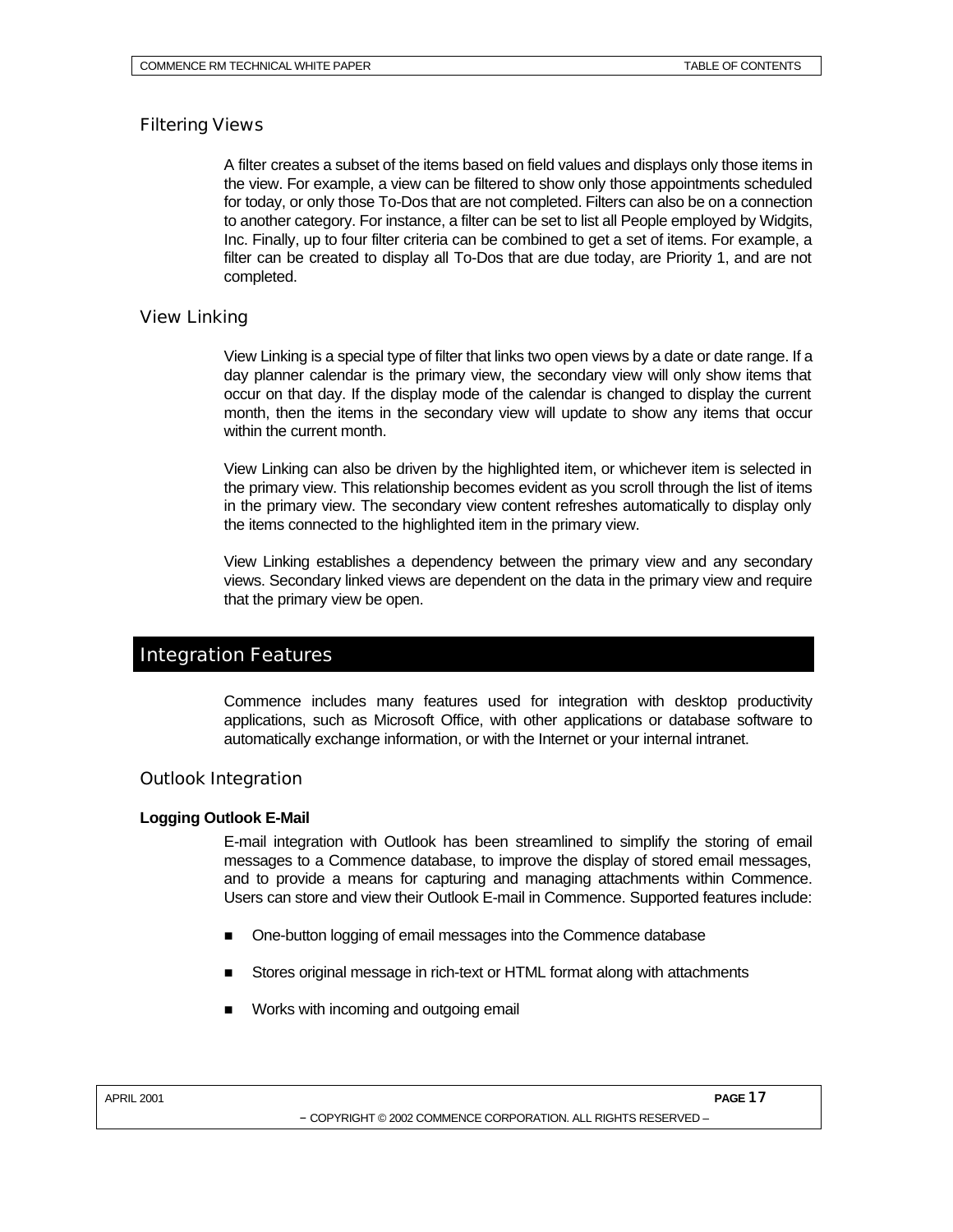### Filtering Views

A filter creates a subset of the items based on field values and displays only those items in the view. For example, a view can be filtered to show only those appointments scheduled for today, or only those To-Dos that are not completed. Filters can also be on a connection to another category. For instance, a filter can be set to list all People employed by Widgits, Inc. Finally, up to four filter criteria can be combined to get a set of items. For example, a filter can be created to display all To-Dos that are due today, are Priority 1, and are not completed.

### View Linking

View Linking is a special type of filter that links two open views by a date or date range. If a day planner calendar is the primary view, the secondary view will only show items that occur on that day. If the display mode of the calendar is changed to display the current month, then the items in the secondary view will update to show any items that occur within the current month.

View Linking can also be driven by the highlighted item, or whichever item is selected in the primary view. This relationship becomes evident as you scroll through the list of items in the primary view. The secondary view content refreshes automatically to display only the items connected to the highlighted item in the primary view.

View Linking establishes a dependency between the primary view and any secondary views. Secondary linked views are dependent on the data in the primary view and require that the primary view be open.

## Integration Features

Commence includes many features used for integration with desktop productivity applications, such as Microsoft Office, with other applications or database software to automatically exchange information, or with the Internet or your internal intranet.

### Outlook Integration

**Logging Outlook E-Mail**

E-mail integration with Outlook has been streamlined to simplify the storing of email messages to a Commence database, to improve the display of stored email messages, and to provide a means for capturing and managing attachments within Commence. Users can store and view their Outlook E-mail in Commence. Supported features include:

- One-button logging of email messages into the Commence database
- Stores original message in rich-text or HTML format along with attachments
- Works with incoming and outgoing email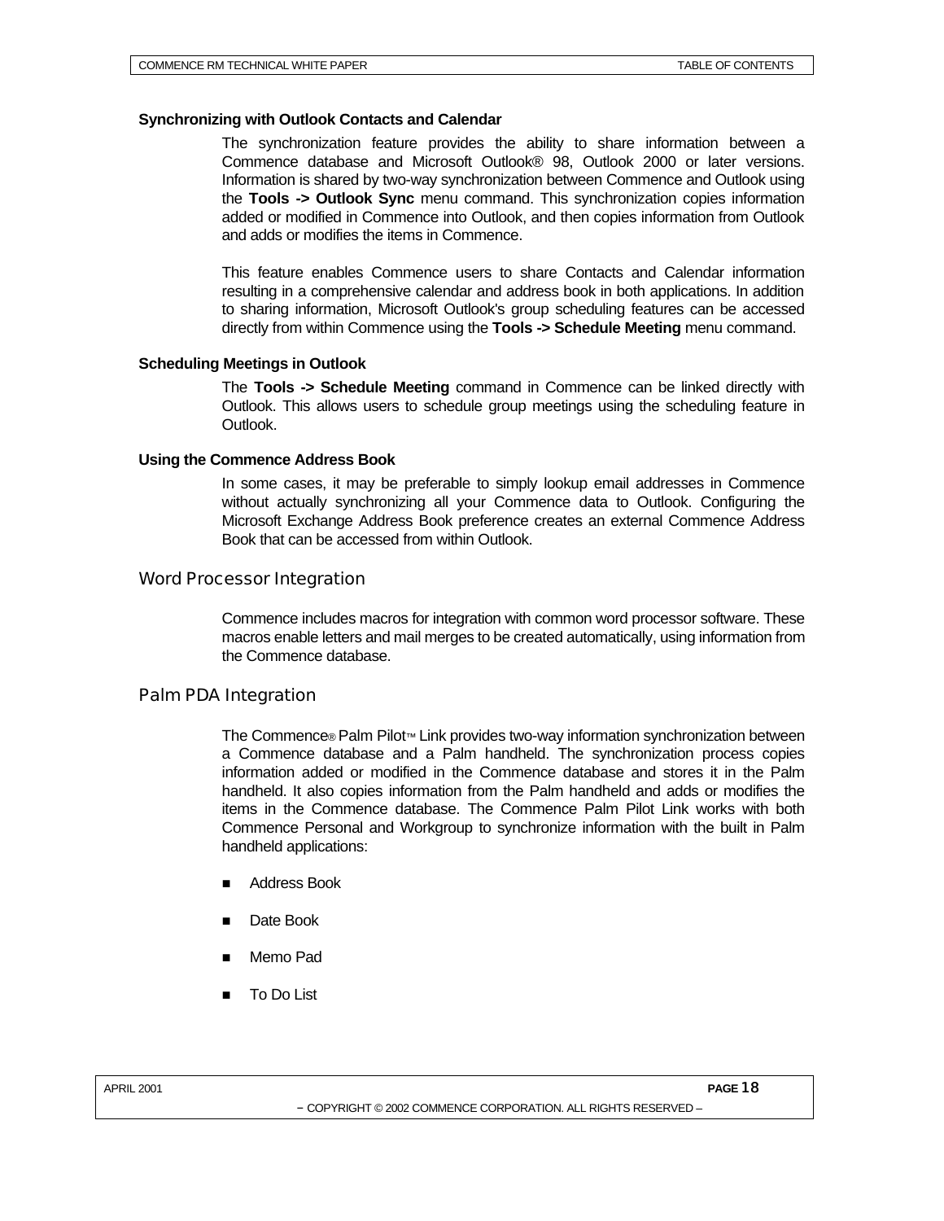### Synchronizing with Outlook Contacts and Calendar

The synchronization feature provides the ability to share information between a Commence database and Microsoft Outlook® 98, Outlook 2000 or later versions. Information is shared by two-way synchronization between Commence and Outlook using the **Tools -> Outlook Sync** menu command. This synchronization copies information added or modified in Commence into Outlook, and then copies information from Outlook and adds or modifies the items in Commence.

This feature enables Commence users to share Contacts and Calendar information resulting in a comprehensive calendar and address book in both applications. In addition to sharing information, Microsoft Outlook's group scheduling features can be accessed directly from within Commence using the **Tools -> Schedule Meeting** menu command.

### Scheduling Meetings in Outlook

The **Tools -> Schedule Meeting** command in Commence can be linked directly with Outlook. This allows users to schedule group meetings using the scheduling feature in Outlook.

### Using the Commence Address Book

In some cases, it may be preferable to simply lookup email addresses in Commence without actually synchronizing all your Commence data to Outlook. Configuring the Microsoft Exchange Address Book preference creates an external Commence Address Book that can be accessed from within Outlook.

## Word Processor Integration

Commence includes macros for integration with common word processor software. These macros enable letters and mail merges to be created automatically, using information from the Commence database.

## Palm PDA Integration

The Commence® Palm Pilot™ Link provides two-way information synchronization between a Commence database and a Palm handheld. The synchronization process copies information added or modified in the Commence database and stores it in the Palm handheld. It also copies information from the Palm handheld and adds or modifies the items in the Commence database. The Commence Palm Pilot Link works with both Commence Personal and Workgroup to synchronize information with the built in Palm handheld applications:

- Address Book
- Date Book
- Memo Pad
- To Do List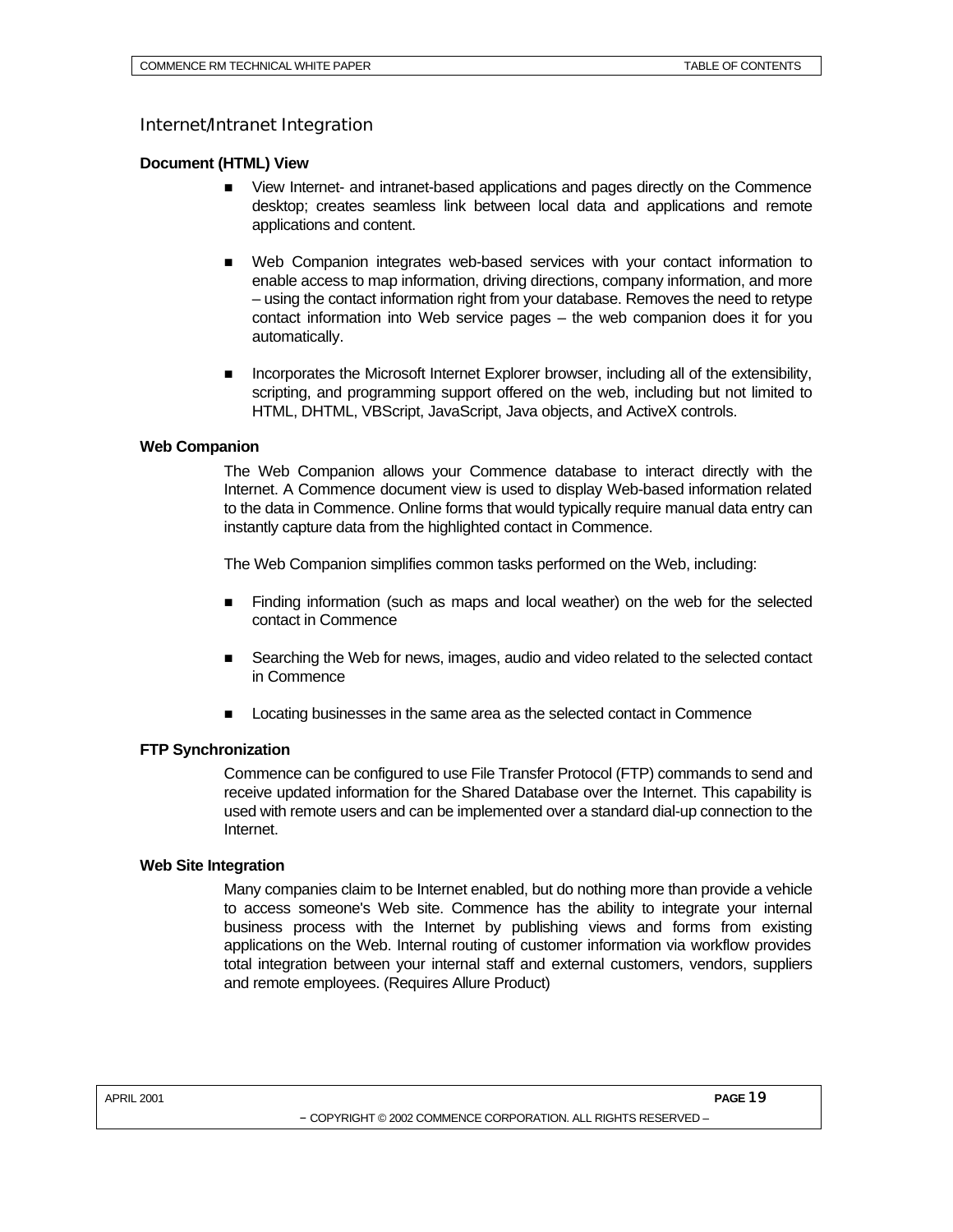## Internet/Intranet Integration

### Document (HTML) View

- View Internet- and intranet-based applications and pages directly on the Commence desktop; creates seamless link between local data and applications and remote applications and content.
- Web Companion integrates web-based services with your contact information to enable access to map information, driving directions, company information, and more – using the contact information right from your database. Removes the need to retype contact information into Web service pages – the web companion does it for you automatically.
- Incorporates the Microsoft Internet Explorer browser, including all of the extensibility, scripting, and programming support offered on the web, including but not limited to HTML, DHTML, VBScript, JavaScript, Java objects, and ActiveX controls.

### Web Companion

The Web Companion allows your Commence database to interact directly with the Internet. A Commence document view is used to display Web-based information related to the data in Commence. Online forms that would typically require manual data entry can instantly capture data from the highlighted contact in Commence.

The Web Companion simplifies common tasks performed on the Web, including:

- Finding information (such as maps and local weather) on the web for the selected contact in Commence
- Searching the Web for news, images, audio and video related to the selected contact in Commence
- Locating businesses in the same area as the selected contact in Commence

### FTP Synchronization

Commence can be configured to use File Transfer Protocol (FTP) commands to send and receive updated information for the Shared Database over the Internet. This capability is used with remote users and can be implemented over a standard dial-up connection to the Internet.

### Web Site Integration

Many companies claim to be Internet enabled, but do nothing more than provide a vehicle to access someone's Web site. Commence has the ability to integrate your internal business process with the Internet by publishing views and forms from existing applications on the Web. Internal routing of customer information via workflow provides total integration between your internal staff and external customers, vendors, suppliers and remote employees. (Requires Allure Product)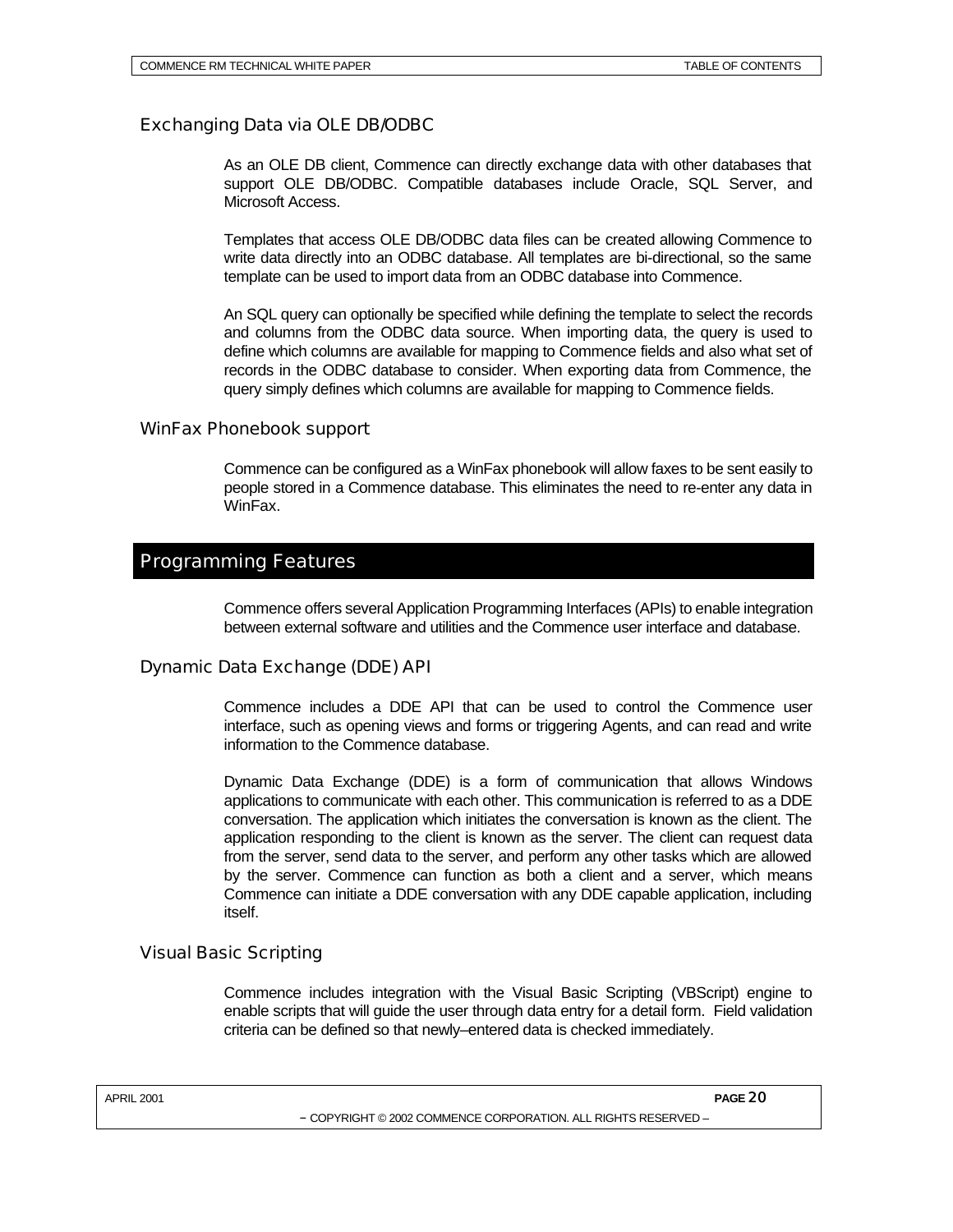### Exchanging Data via OLE DB/ODBC

As an OLE DB client, Commence can directly exchange data with other databases that support OLE DB/ODBC. Compatible databases include Oracle, SQL Server, and Microsoft Access.

Templates that access OLE DB/ODBC data files can be created allowing Commence to write data directly into an ODBC database. All templates are bi-directional, so the same template can be used to import data from an ODBC database into Commence.

An SQL query can optionally be specified while defining the template to select the records and columns from the ODBC data source. When importing data, the query is used to define which columns are available for mapping to Commence fields and also what set of records in the ODBC database to consider. When exporting data from Commence, the query simply defines which columns are available for mapping to Commence fields.

### WinFax Phonebook support

Commence can be configured as a WinFax phonebook will allow faxes to be sent easily to people stored in a Commence database. This eliminates the need to re-enter any data in WinFax.

## Programming Features

Commence offers several Application Programming Interfaces (APIs) to enable integration between external software and utilities and the Commence user interface and database.

### Dynamic Data Exchange (DDE) API

Commence includes a DDE API that can be used to control the Commence user interface, such as opening views and forms or triggering Agents, and can read and write information to the Commence database.

Dynamic Data Exchange (DDE) is a form of communication that allows Windows applications to communicate with each other. This communication is referred to as a DDE conversation. The application which initiates the conversation is known as the client. The application responding to the client is known as the server. The client can request data from the server, send data to the server, and perform any other tasks which are allowed by the server. Commence can function as both a client and a server, which means Commence can initiate a DDE conversation with any DDE capable application, including itself.

### Visual Basic Scripting

Commence includes integration with the Visual Basic Scripting (VBScript) engine to enable scripts that will guide the user through data entry for a detail form. Field validation criteria can be defined so that newly–entered data is checked immediately.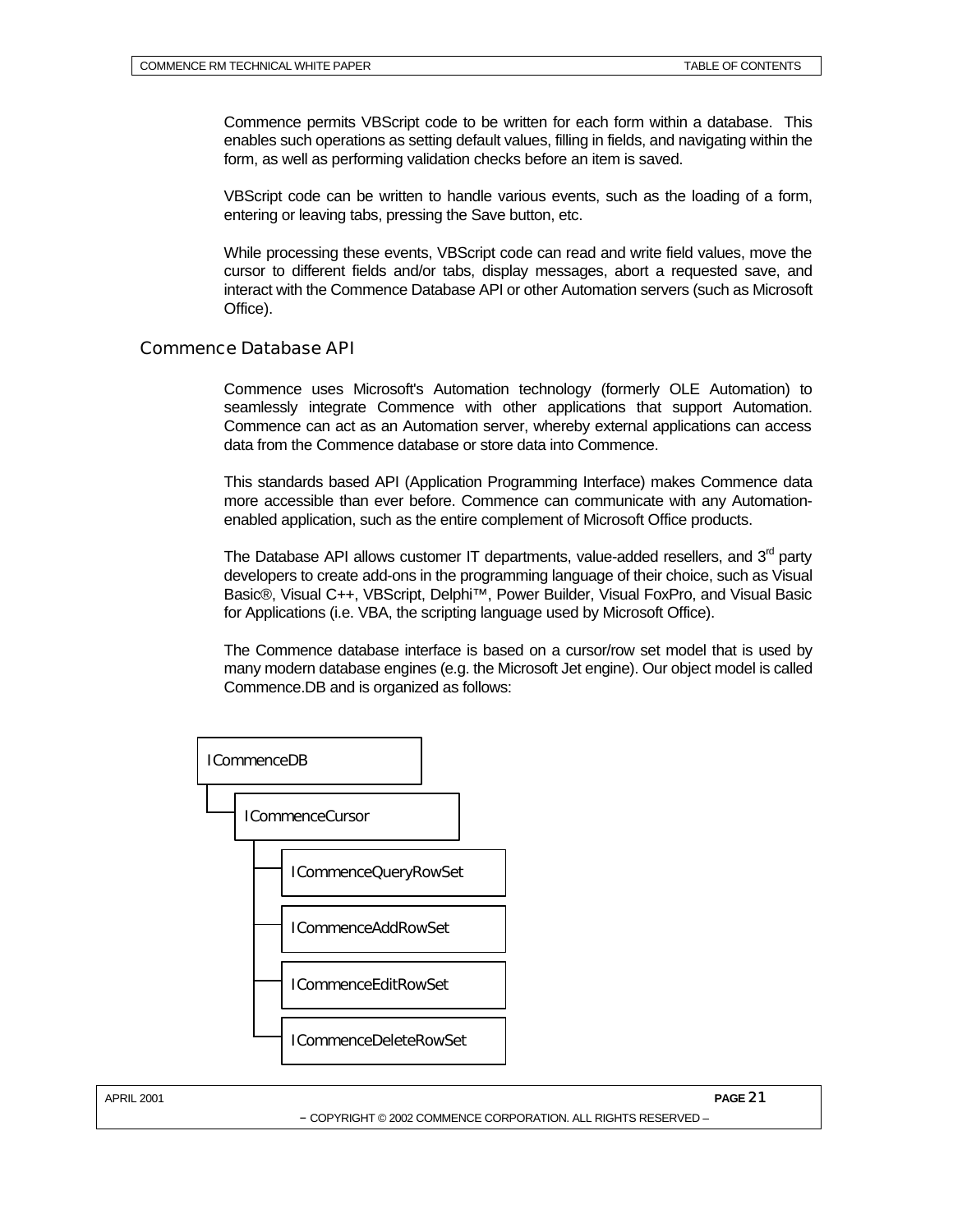Commence permits VBScript code to be written for each form within a database. This enables such operations as setting default values, filling in fields, and navigating within the form, as well as performing validation checks before an item is saved.

VBScript code can be written to handle various events, such as the loading of a form, entering or leaving tabs, pressing the Save button, etc.

While processing these events, VBScript code can read and write field values, move the cursor to different fields and/or tabs, display messages, abort a requested save, and interact with the Commence Database API or other Automation servers (such as Microsoft Office).

## Commence Database API

Commence uses Microsoft's Automation technology (formerly OLE Automation) to seamlessly integrate Commence with other applications that support Automation. Commence can act as an Automation server, whereby external applications can access data from the Commence database or store data into Commence.

This standards based API (Application Programming Interface) makes Commence data more accessible than ever before. Commence can communicate with any Automation-enabled application, such as the entire complement of Microsoft Office products.

The Database API allows customer IT departments, value-added resellers, and 3rd party developers to create add-ons in the programming language of their choice, such as Visual Basic®, Visual C++, VBScript, Delphi™, Power Builder, Visual FoxPro, and Visual Basic for Applications (i.e. VBA, the scripting language used by Microsoft Office).

The Commence database interface is based on a cursor/row set model that is used by many modern database engines (e.g. the Microsoft Jet engine). Our object model is called Commence.DB and is organized as follows:

- ICommenceDB
  - ICommenceCursor
    - ICommenceQueryRowSet
    - ICommenceAddRowSet
    - ICommenceEditRowSet
    - ICommenceDeleteRowSet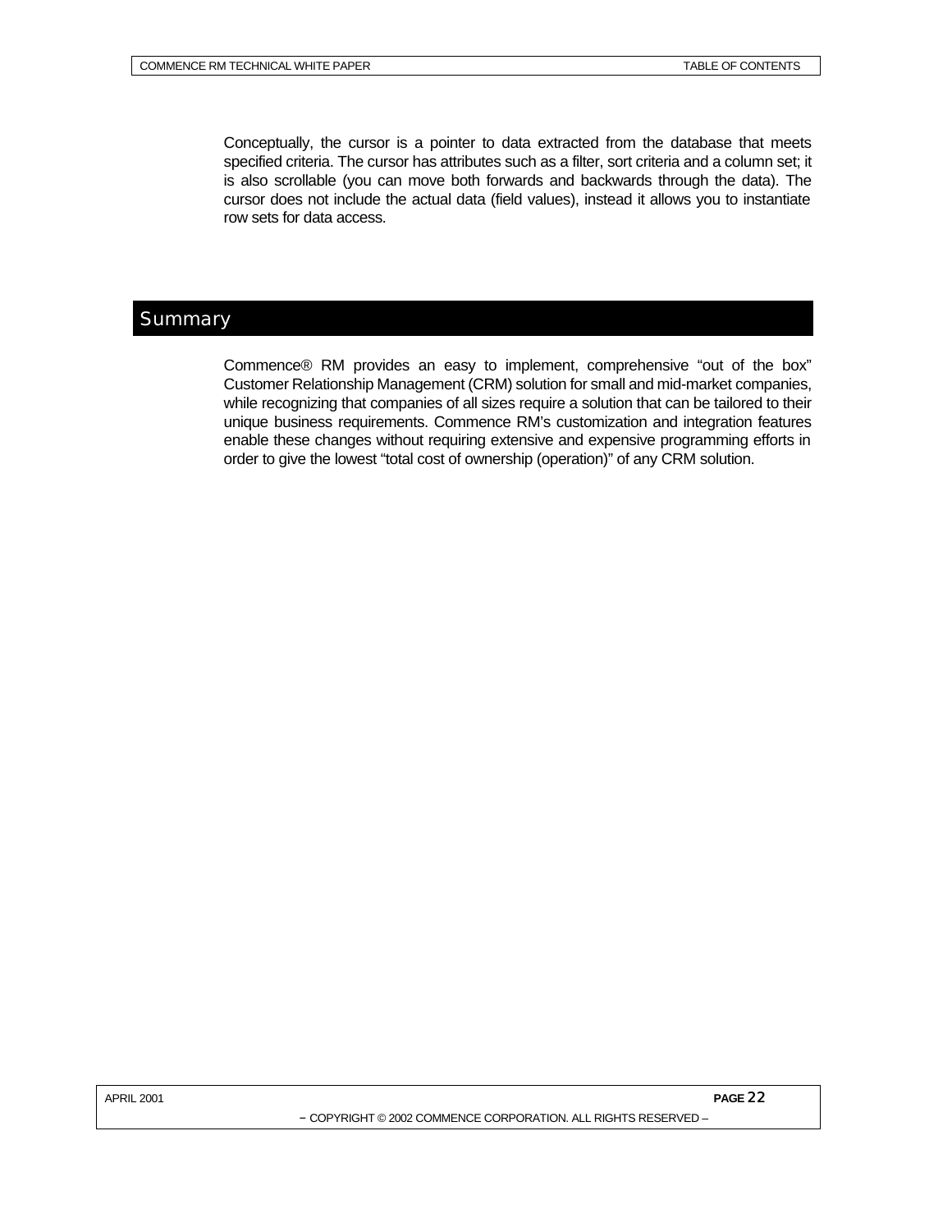Conceptually, the cursor is a pointer to data extracted from the database that meets specified criteria. The cursor has attributes such as a filter, sort criteria and a column set; it is also scrollable (you can move both forwards and backwards through the data). The cursor does not include the actual data (field values), instead it allows you to instantiate row sets for data access.

## Summary

Commence® RM provides an easy to implement, comprehensive "out of the box" Customer Relationship Management (CRM) solution for small and mid-market companies, while recognizing that companies of all sizes require a solution that can be tailored to their unique business requirements. Commence RM's customization and integration features enable these changes without requiring extensive and expensive programming efforts in order to give the lowest "total cost of ownership (operation)" of any CRM solution.